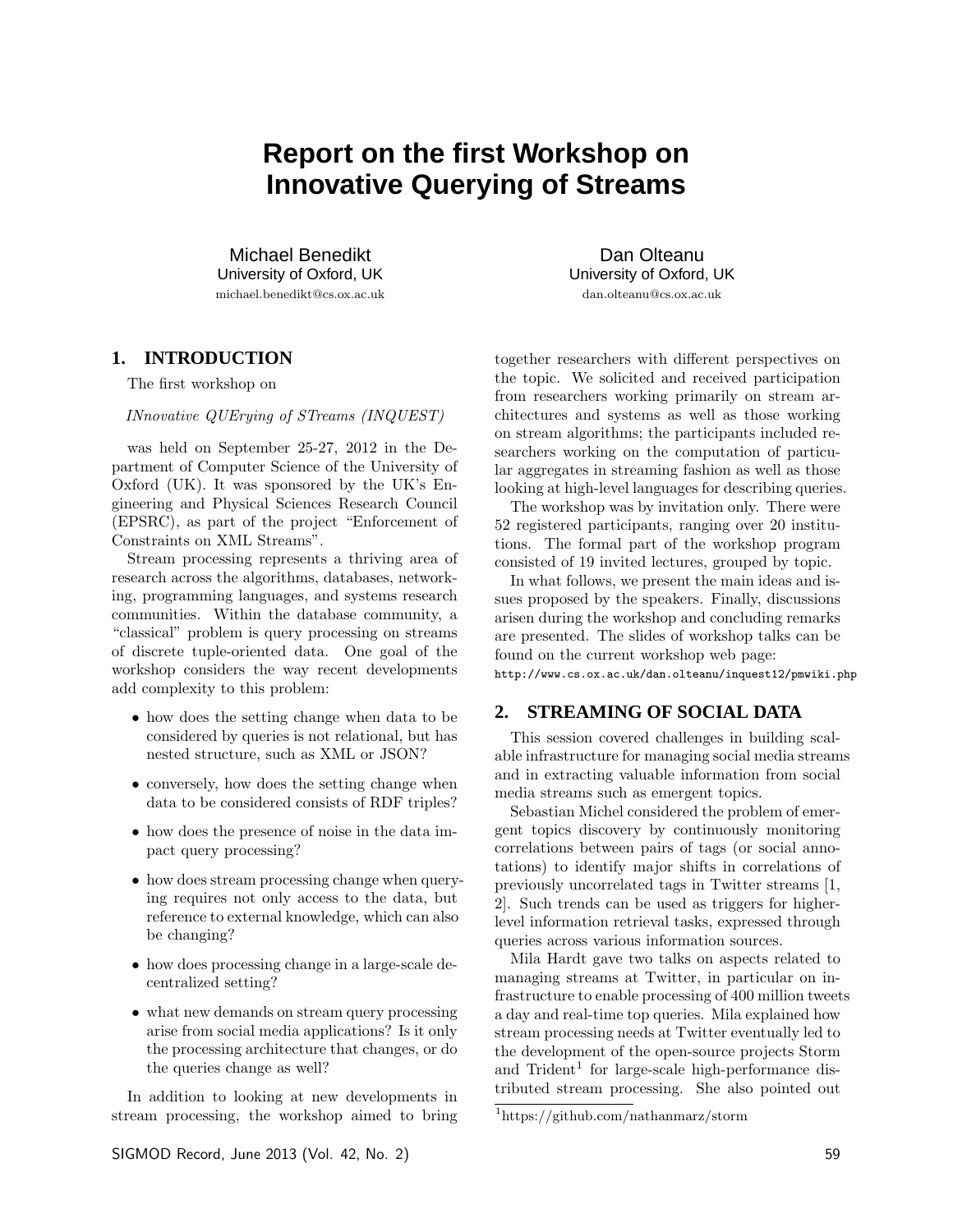# Report on the first Workshop on Innovative Querying of Streams

Michael Benedikt
University of Oxford, UK
michael.benedikt@cs.ox.ac.uk

Dan Olteanu
University of Oxford, UK
dan.olteanu@cs.ox.ac.uk

## 1. INTRODUCTION

The first workshop on

*INnovative QUErying of STreams (INQUEST)*

was held on September 25-27, 2012 in the Department of Computer Science of the University of Oxford (UK). It was sponsored by the UK's Engineering and Physical Sciences Research Council (EPSRC), as part of the project "Enforcement of Constraints on XML Streams".

Stream processing represents a thriving area of research across the algorithms, databases, networking, programming languages, and systems research communities. Within the database community, a "classical" problem is query processing on streams of discrete tuple-oriented data. One goal of the workshop considers the way recent developments add complexity to this problem:

- how does the setting change when data to be considered by queries is not relational, but has nested structure, such as XML or JSON?
- conversely, how does the setting change when data to be considered consists of RDF triples?
- how does the presence of noise in the data impact query processing?
- how does stream processing change when querying requires not only access to the data, but reference to external knowledge, which can also be changing?
- how does processing change in a large-scale decentralized setting?
- what new demands on stream query processing arise from social media applications? Is it only the processing architecture that changes, or do the queries change as well?

In addition to looking at new developments in stream processing, the workshop aimed to bring together researchers with different perspectives on the topic. We solicited and received participation from researchers working primarily on stream architectures and systems as well as those working on stream algorithms; the participants included researchers working on the computation of particular aggregates in streaming fashion as well as those looking at high-level languages for describing queries.

The workshop was by invitation only. There were 52 registered participants, ranging over 20 institutions. The formal part of the workshop program consisted of 19 invited lectures, grouped by topic.

In what follows, we present the main ideas and issues proposed by the speakers. Finally, discussions arisen during the workshop and concluding remarks are presented. The slides of workshop talks can be found on the current workshop web page:
http://www.cs.ox.ac.uk/dan.olteanu/inquest12/pmwiki.php

## 2. STREAMING OF SOCIAL DATA

This session covered challenges in building scalable infrastructure for managing social media streams and in extracting valuable information from social media streams such as emergent topics.

Sebastian Michel considered the problem of emergent topics discovery by continuously monitoring correlations between pairs of tags (or social annotations) to identify major shifts in correlations of previously uncorrelated tags in Twitter streams [1, 2]. Such trends can be used as triggers for higher-level information retrieval tasks, expressed through queries across various information sources.

Mila Hardt gave two talks on aspects related to managing streams at Twitter, in particular on infrastructure to enable processing of 400 million tweets a day and real-time top queries. Mila explained how stream processing needs at Twitter eventually led to the development of the open-source projects Storm and Trident[1] for large-scale high-performance distributed stream processing. She also pointed out

[1] https://github.com/nathanmarz/storm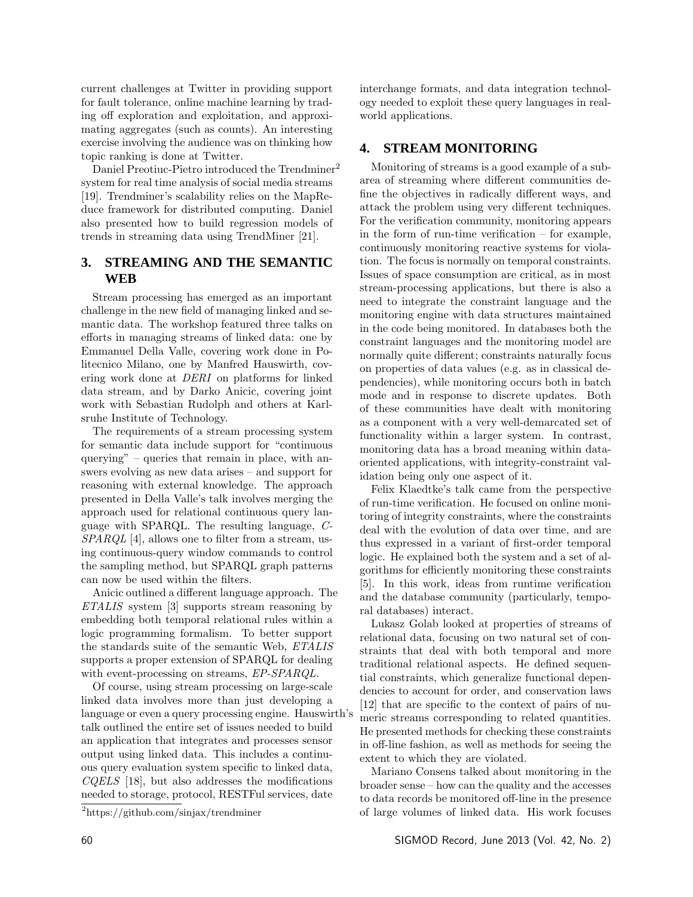current challenges at Twitter in providing support for fault tolerance, online machine learning by trading off exploration and exploitation, and approximating aggregates (such as counts). An interesting exercise involving the audience was on thinking how topic ranking is done at Twitter.

Daniel Preotiuc-Pietro introduced the Trendminer[2] system for real time analysis of social media streams [19]. Trendminer's scalability relies on the MapReduce framework for distributed computing. Daniel also presented how to build regression models of trends in streaming data using TrendMiner [21].

## 3. STREAMING AND THE SEMANTIC WEB

Stream processing has emerged as an important challenge in the new field of managing linked and semantic data. The workshop featured three talks on efforts in managing streams of linked data: one by Emmanuel Della Valle, covering work done in Politecnico Milano, one by Manfred Hauswirth, covering work done at *DERI* on platforms for linked data stream, and by Darko Anicic, covering joint work with Sebastian Rudolph and others at Karlsruhe Institute of Technology.

The requirements of a stream processing system for semantic data include support for "continuous querying" – queries that remain in place, with answers evolving as new data arises – and support for reasoning with external knowledge. The approach presented in Della Valle's talk involves merging the approach used for relational continuous query language with SPARQL. The resulting language, *C-SPARQL* [4], allows one to filter from a stream, using continuous-query window commands to control the sampling method, but SPARQL graph patterns can now be used within the filters.

Anicic outlined a different language approach. The *ETALIS* system [3] supports stream reasoning by embedding both temporal relational rules within a logic programming formalism. To better support the standards suite of the semantic Web, *ETALIS* supports a proper extension of SPARQL for dealing with event-processing on streams, *EP-SPARQL*.

Of course, using stream processing on large-scale linked data involves more than just developing a language or even a query processing engine. Hauswirth's talk outlined the entire set of issues needed to build an application that integrates and processes sensor output using linked data. This includes a continuous query evaluation system specific to linked data, *CQELS* [18], but also addresses the modifications needed to storage, protocol, RESTFul services, date interchange formats, and data integration technology needed to exploit these query languages in real-world applications.

[2] https://github.com/sinjax/trendminer

## 4. STREAM MONITORING

Monitoring of streams is a good example of a subarea of streaming where different communities define the objectives in radically different ways, and attack the problem using very different techniques. For the verification community, monitoring appears in the form of run-time verification – for example, continuously monitoring reactive systems for violation. The focus is normally on temporal constraints. Issues of space consumption are critical, as in most stream-processing applications, but there is also a need to integrate the constraint language and the monitoring engine with data structures maintained in the code being monitored. In databases both the constraint languages and the monitoring model are normally quite different; constraints naturally focus on properties of data values (e.g. as in classical dependencies), while monitoring occurs both in batch mode and in response to discrete updates. Both of these communities have dealt with monitoring as a component with a very well-demarcated set of functionality within a larger system. In contrast, monitoring data has a broad meaning within data-oriented applications, with integrity-constraint validation being only one aspect of it.

Felix Klaedtke's talk came from the perspective of run-time verification. He focused on online monitoring of integrity constraints, where the constraints deal with the evolution of data over time, and are thus expressed in a variant of first-order temporal logic. He explained both the system and a set of algorithms for efficiently monitoring these constraints [5]. In this work, ideas from runtime verification and the database community (particularly, temporal databases) interact.

Lukasz Golab looked at properties of streams of relational data, focusing on two natural set of constraints that deal with both temporal and more traditional relational aspects. He defined sequential constraints, which generalize functional dependencies to account for order, and conservation laws [12] that are specific to the context of pairs of numeric streams corresponding to related quantities. He presented methods for checking these constraints in off-line fashion, as well as methods for seeing the extent to which they are violated.

Mariano Consens talked about monitoring in the broader sense – how can the quality and the accesses to data records be monitored off-line in the presence of large volumes of linked data. His work focuses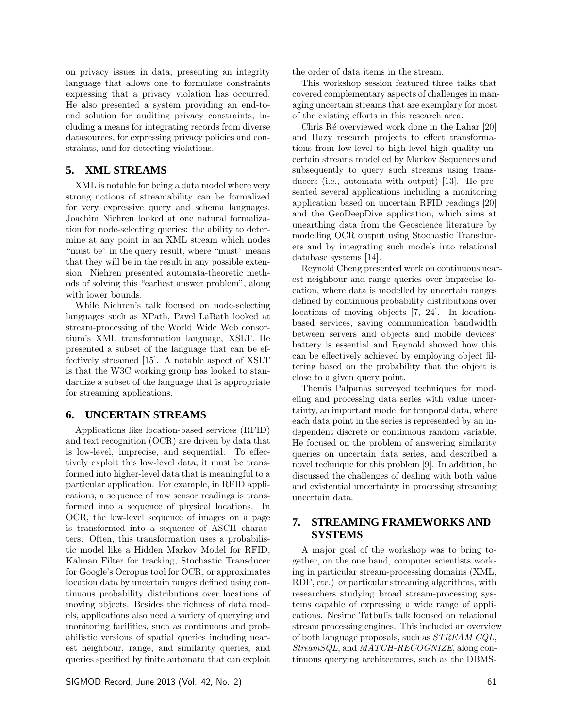on privacy issues in data, presenting an integrity language that allows one to formulate constraints expressing that a privacy violation has occurred. He also presented a system providing an end-to-end solution for auditing privacy constraints, including a means for integrating records from diverse datasources, for expressing privacy policies and constraints, and for detecting violations.

## 5. XML STREAMS

XML is notable for being a data model where very strong notions of streamability can be formalized for very expressive query and schema languages. Joachim Niehren looked at one natural formalization for node-selecting queries: the ability to determine at any point in an XML stream which nodes "must be" in the query result, where "must" means that they will be in the result in any possible extension. Niehren presented automata-theoretic methods of solving this "earliest answer problem", along with lower bounds.

While Niehren's talk focused on node-selecting languages such as XPath, Pavel LaBath looked at stream-processing of the World Wide Web consortium's XML transformation language, XSLT. He presented a subset of the language that can be effectively streamed [15]. A notable aspect of XSLT is that the W3C working group has looked to standardize a subset of the language that is appropriate for streaming applications.

## 6. UNCERTAIN STREAMS

Applications like location-based services (RFID) and text recognition (OCR) are driven by data that is low-level, imprecise, and sequential. To effectively exploit this low-level data, it must be transformed into higher-level data that is meaningful to a particular application. For example, in RFID applications, a sequence of raw sensor readings is transformed into a sequence of physical locations. In OCR, the low-level sequence of images on a page is transformed into a sequence of ASCII characters. Often, this transformation uses a probabilistic model like a Hidden Markov Model for RFID, Kalman Filter for tracking, Stochastic Transducer for Google's Ocropus tool for OCR, or approximates location data by uncertain ranges defined using continuous probability distributions over locations of moving objects. Besides the richness of data models, applications also need a variety of querying and monitoring facilities, such as continuous and probabilistic versions of spatial queries including nearest neighbour, range, and similarity queries, and queries specified by finite automata that can exploit the order of data items in the stream.

This workshop session featured three talks that covered complementary aspects of challenges in managing uncertain streams that are exemplary for most of the existing efforts in this research area.

Chris Ré overviewed work done in the Lahar [20] and Hazy research projects to effect transformations from low-level to high-level high quality uncertain streams modelled by Markov Sequences and subsequently to query such streams using transducers (i.e., automata with output) [13]. He presented several applications including a monitoring application based on uncertain RFID readings [20] and the GeoDeepDive application, which aims at unearthing data from the Geoscience literature by modelling OCR output using Stochastic Transducers and by integrating such models into relational database systems [14].

Reynold Cheng presented work on continuous nearest neighbour and range queries over imprecise location, where data is modelled by uncertain ranges defined by continuous probability distributions over locations of moving objects [7, 24]. In location-based services, saving communication bandwidth between servers and objects and mobile devices' battery is essential and Reynold showed how this can be effectively achieved by employing object filtering based on the probability that the object is close to a given query point.

Themis Palpanas surveyed techniques for modeling and processing data series with value uncertainty, an important model for temporal data, where each data point in the series is represented by an independent discrete or continuous random variable. He focused on the problem of answering similarity queries on uncertain data series, and described a novel technique for this problem [9]. In addition, he discussed the challenges of dealing with both value and existential uncertainty in processing streaming uncertain data.

## 7. STREAMING FRAMEWORKS AND SYSTEMS

A major goal of the workshop was to bring together, on the one hand, computer scientists working in particular stream-processing domains (XML, RDF, etc.) or particular streaming algorithms, with researchers studying broad stream-processing systems capable of expressing a wide range of applications. Nesime Tatbul's talk focused on relational stream processing engines. This included an overview of both language proposals, such as *STREAM CQL*, *StreamSQL*, and *MATCH-RECOGNIZE*, along continuous querying architectures, such as the DBMS-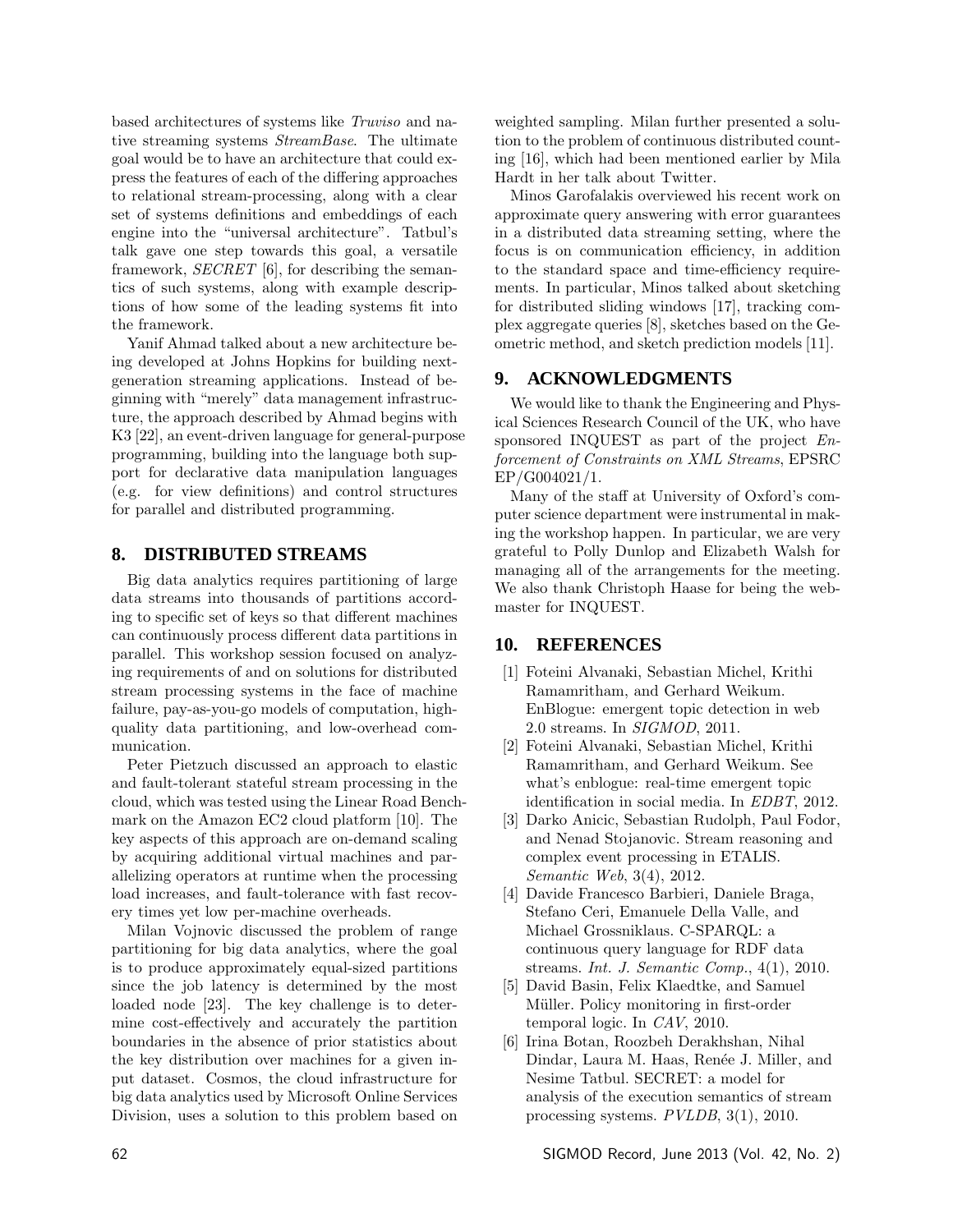based architectures of systems like *Truviso* and native streaming systems *StreamBase*. The ultimate goal would be to have an architecture that could express the features of each of the differing approaches to relational stream-processing, along with a clear set of systems definitions and embeddings of each engine into the "universal architecture". Tatbul's talk gave one step towards this goal, a versatile framework, *SECRET* [6], for describing the semantics of such systems, along with example descriptions of how some of the leading systems fit into the framework.

Yanif Ahmad talked about a new architecture being developed at Johns Hopkins for building next-generation streaming applications. Instead of beginning with "merely" data management infrastructure, the approach described by Ahmad begins with K3 [22], an event-driven language for general-purpose programming, building into the language both support for declarative data manipulation languages (e.g. for view definitions) and control structures for parallel and distributed programming.

## 8. DISTRIBUTED STREAMS

Big data analytics requires partitioning of large data streams into thousands of partitions according to specific set of keys so that different machines can continuously process different data partitions in parallel. This workshop session focused on analyzing requirements of and on solutions for distributed stream processing systems in the face of machine failure, pay-as-you-go models of computation, high-quality data partitioning, and low-overhead communication.

Peter Pietzuch discussed an approach to elastic and fault-tolerant stateful stream processing in the cloud, which was tested using the Linear Road Benchmark on the Amazon EC2 cloud platform [10]. The key aspects of this approach are on-demand scaling by acquiring additional virtual machines and parallelizing operators at runtime when the processing load increases, and fault-tolerance with fast recovery times yet low per-machine overheads.

Milan Vojnovic discussed the problem of range partitioning for big data analytics, where the goal is to produce approximately equal-sized partitions since the job latency is determined by the most loaded node [23]. The key challenge is to determine cost-effectively and accurately the partition boundaries in the absence of prior statistics about the key distribution over machines for a given input dataset. Cosmos, the cloud infrastructure for big data analytics used by Microsoft Online Services Division, uses a solution to this problem based on weighted sampling. Milan further presented a solution to the problem of continuous distributed counting [16], which had been mentioned earlier by Mila Hardt in her talk about Twitter.

Minos Garofalakis overviewed his recent work on approximate query answering with error guarantees in a distributed data streaming setting, where the focus is on communication efficiency, in addition to the standard space and time-efficiency requirements. In particular, Minos talked about sketching for distributed sliding windows [17], tracking complex aggregate queries [8], sketches based on the Geometric method, and sketch prediction models [11].

## 9. ACKNOWLEDGMENTS

We would like to thank the Engineering and Physical Sciences Research Council of the UK, who have sponsored INQUEST as part of the project *Enforcement of Constraints on XML Streams*, EPSRC EP/G004021/1.

Many of the staff at University of Oxford's computer science department were instrumental in making the workshop happen. In particular, we are very grateful to Polly Dunlop and Elizabeth Walsh for managing all of the arrangements for the meeting. We also thank Christoph Haase for being the webmaster for INQUEST.

## 10. REFERENCES

[1] Foteini Alvanaki, Sebastian Michel, Krithi Ramamritham, and Gerhard Weikum. EnBlogue: emergent topic detection in web 2.0 streams. In *SIGMOD*, 2011.

[2] Foteini Alvanaki, Sebastian Michel, Krithi Ramamritham, and Gerhard Weikum. See what's enblogue: real-time emergent topic identification in social media. In *EDBT*, 2012.

[3] Darko Anicic, Sebastian Rudolph, Paul Fodor, and Nenad Stojanovic. Stream reasoning and complex event processing in ETALIS. *Semantic Web*, 3(4), 2012.

[4] Davide Francesco Barbieri, Daniele Braga, Stefano Ceri, Emanuele Della Valle, and Michael Grossniklaus. C-SPARQL: a continuous query language for RDF data streams. *Int. J. Semantic Comp.*, 4(1), 2010.

[5] David Basin, Felix Klaedtke, and Samuel Müller. Policy monitoring in first-order temporal logic. In *CAV*, 2010.

[6] Irina Botan, Roozbeh Derakhshan, Nihal Dindar, Laura M. Haas, Renée J. Miller, and Nesime Tatbul. SECRET: a model for analysis of the execution semantics of stream processing systems. *PVLDB*, 3(1), 2010.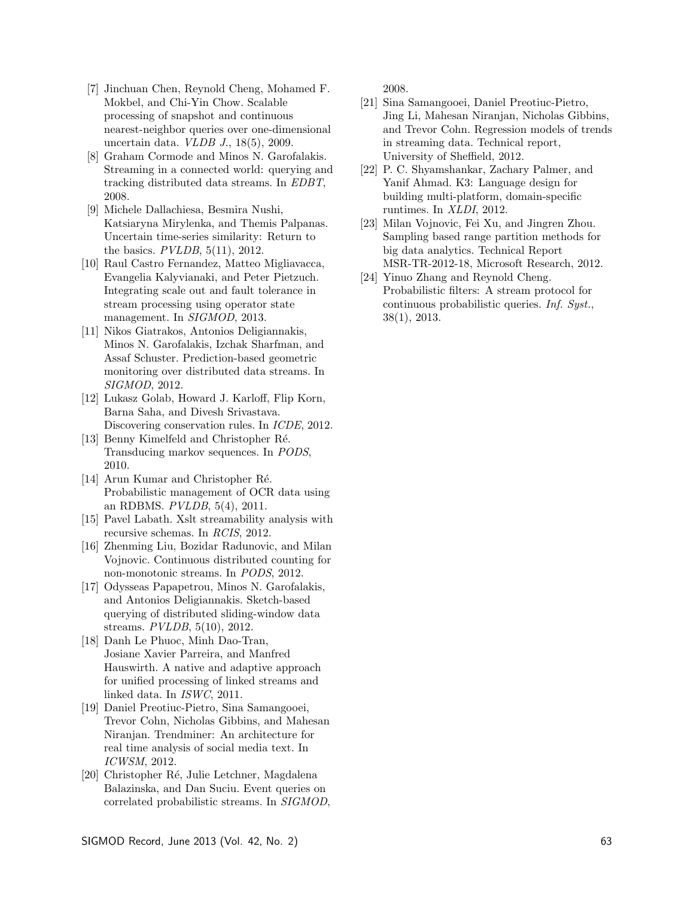[7] Jinchuan Chen, Reynold Cheng, Mohamed F. Mokbel, and Chi-Yin Chow. Scalable processing of snapshot and continuous nearest-neighbor queries over one-dimensional uncertain data. *VLDB J.*, 18(5), 2009.

[8] Graham Cormode and Minos N. Garofalakis. Streaming in a connected world: querying and tracking distributed data streams. In *EDBT*, 2008.

[9] Michele Dallachiesa, Besmira Nushi, Katsiaryna Mirylenka, and Themis Palpanas. Uncertain time-series similarity: Return to the basics. *PVLDB*, 5(11), 2012.

[10] Raul Castro Fernandez, Matteo Migliavacca, Evangelia Kalyvianaki, and Peter Pietzuch. Integrating scale out and fault tolerance in stream processing using operator state management. In *SIGMOD*, 2013.

[11] Nikos Giatrakos, Antonios Deligiannakis, Minos N. Garofalakis, Izchak Sharfman, and Assaf Schuster. Prediction-based geometric monitoring over distributed data streams. In *SIGMOD*, 2012.

[12] Lukasz Golab, Howard J. Karloff, Flip Korn, Barna Saha, and Divesh Srivastava. Discovering conservation rules. In *ICDE*, 2012.

[13] Benny Kimelfeld and Christopher Ré. Transducing markov sequences. In *PODS*, 2010.

[14] Arun Kumar and Christopher Ré. Probabilistic management of OCR data using an RDBMS. *PVLDB*, 5(4), 2011.

[15] Pavel Labath. Xslt streamability analysis with recursive schemas. In *RCIS*, 2012.

[16] Zhenming Liu, Bozidar Radunovic, and Milan Vojnovic. Continuous distributed counting for non-monotonic streams. In *PODS*, 2012.

[17] Odysseas Papapetrou, Minos N. Garofalakis, and Antonios Deligiannakis. Sketch-based querying of distributed sliding-window data streams. *PVLDB*, 5(10), 2012.

[18] Danh Le Phuoc, Minh Dao-Tran, Josiane Xavier Parreira, and Manfred Hauswirth. A native and adaptive approach for unified processing of linked streams and linked data. In *ISWC*, 2011.

[19] Daniel Preotiuc-Pietro, Sina Samangooei, Trevor Cohn, Nicholas Gibbins, and Mahesan Niranjan. Trendminer: An architecture for real time analysis of social media text. In *ICWSM*, 2012.

[20] Christopher Ré, Julie Letchner, Magdalena Balazinska, and Dan Suciu. Event queries on correlated probabilistic streams. In *SIGMOD*, 2008.

[21] Sina Samangooei, Daniel Preotiuc-Pietro, Jing Li, Mahesan Niranjan, Nicholas Gibbins, and Trevor Cohn. Regression models of trends in streaming data. Technical report, University of Sheffield, 2012.

[22] P. C. Shyamshankar, Zachary Palmer, and Yanif Ahmad. K3: Language design for building multi-platform, domain-specific runtimes. In *XLDI*, 2012.

[23] Milan Vojnovic, Fei Xu, and Jingren Zhou. Sampling based range partition methods for big data analytics. Technical Report MSR-TR-2012-18, Microsoft Research, 2012.

[24] Yinuo Zhang and Reynold Cheng. Probabilistic filters: A stream protocol for continuous probabilistic queries. *Inf. Syst.*, 38(1), 2013.